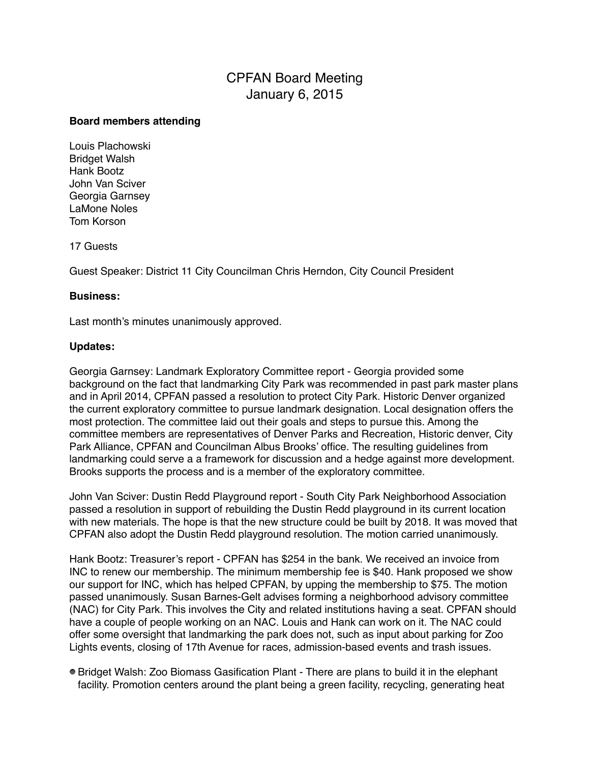# CPFAN Board Meeting
## January 6, 2015

**Board members attending**

Louis Plachowski
Bridget Walsh
Hank Bootz
John Van Sciver
Georgia Garnsey
LaMone Noles
Tom Korson

17 Guests

Guest Speaker: District 11 City Councilman Chris Herndon, City Council President

**Business:**

Last month's minutes unanimously approved.

**Updates:**

Georgia Garnsey: Landmark Exploratory Committee report - Georgia provided some background on the fact that landmarking City Park was recommended in past park master plans and in April 2014, CPFAN passed a resolution to protect City Park. Historic Denver organized the current exploratory committee to pursue landmark designation. Local designation offers the most protection. The committee laid out their goals and steps to pursue this. Among the committee members are representatives of Denver Parks and Recreation, Historic denver, City Park Alliance, CPFAN and Councilman Albus Brooks' office. The resulting guidelines from landmarking could serve a a framework for discussion and a hedge against more development. Brooks supports the process and is a member of the exploratory committee.

John Van Sciver: Dustin Redd Playground report - South City Park Neighborhood Association passed a resolution in support of rebuilding the Dustin Redd playground in its current location with new materials. The hope is that the new structure could be built by 2018. It was moved that CPFAN also adopt the Dustin Redd playground resolution. The motion carried unanimously.

Hank Bootz: Treasurer's report - CPFAN has $254 in the bank. We received an invoice from INC to renew our membership. The minimum membership fee is $40. Hank proposed we show our support for INC, which has helped CPFAN, by upping the membership to $75. The motion passed unanimously. Susan Barnes-Gelt advises forming a neighborhood advisory committee (NAC) for City Park. This involves the City and related institutions having a seat. CPFAN should have a couple of people working on an NAC. Louis and Hank can work on it. The NAC could offer some oversight that landmarking the park does not, such as input about parking for Zoo Lights events, closing of 17th Avenue for races, admission-based events and trash issues.

- Bridget Walsh: Zoo Biomass Gasification Plant - There are plans to build it in the elephant facility. Promotion centers around the plant being a green facility, recycling, generating heat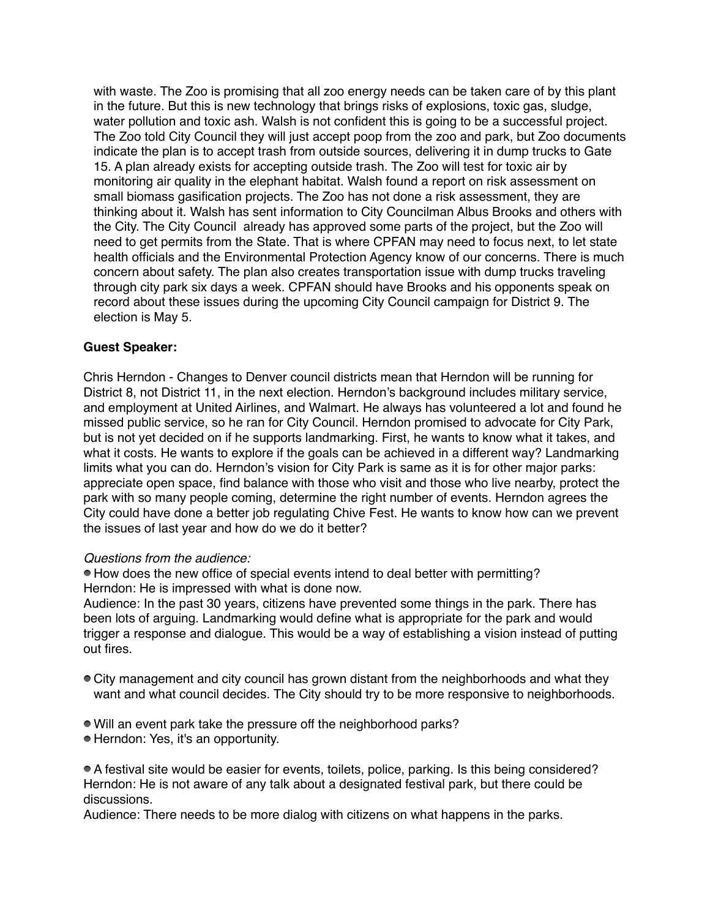with waste. The Zoo is promising that all zoo energy needs can be taken care of by this plant in the future. But this is new technology that brings risks of explosions, toxic gas, sludge, water pollution and toxic ash. Walsh is not confident this is going to be a successful project. The Zoo told City Council they will just accept poop from the zoo and park, but Zoo documents indicate the plan is to accept trash from outside sources, delivering it in dump trucks to Gate 15. A plan already exists for accepting outside trash. The Zoo will test for toxic air by monitoring air quality in the elephant habitat. Walsh found a report on risk assessment on small biomass gasification projects. The Zoo has not done a risk assessment, they are thinking about it. Walsh has sent information to City Councilman Albus Brooks and others with the City. The City Council already has approved some parts of the project, but the Zoo will need to get permits from the State. That is where CPFAN may need to focus next, to let state health officials and the Environmental Protection Agency know of our concerns. There is much concern about safety. The plan also creates transportation issue with dump trucks traveling through city park six days a week. CPFAN should have Brooks and his opponents speak on record about these issues during the upcoming City Council campaign for District 9. The election is May 5.

**Guest Speaker:**

Chris Herndon - Changes to Denver council districts mean that Herndon will be running for District 8, not District 11, in the next election. Herndon's background includes military service, and employment at United Airlines, and Walmart. He always has volunteered a lot and found he missed public service, so he ran for City Council. Herndon promised to advocate for City Park, but is not yet decided on if he supports landmarking. First, he wants to know what it takes, and what it costs. He wants to explore if the goals can be achieved in a different way? Landmarking limits what you can do. Herndon's vision for City Park is same as it is for other major parks: appreciate open space, find balance with those who visit and those who live nearby, protect the park with so many people coming, determine the right number of events. Herndon agrees the City could have done a better job regulating Chive Fest. He wants to know how can we prevent the issues of last year and how do we do it better?

*Questions from the audience:*

- How does the new office of special events intend to deal better with permitting?

Herndon: He is impressed with what is done now.

Audience: In the past 30 years, citizens have prevented some things in the park. There has been lots of arguing. Landmarking would define what is appropriate for the park and would trigger a response and dialogue. This would be a way of establishing a vision instead of putting out fires.

- City management and city council has grown distant from the neighborhoods and what they want and what council decides. The City should try to be more responsive to neighborhoods.

- Will an event park take the pressure off the neighborhood parks?
- Herndon: Yes, it's an opportunity.

- A festival site would be easier for events, toilets, police, parking. Is this being considered?

Herndon: He is not aware of any talk about a designated festival park, but there could be discussions.

Audience: There needs to be more dialog with citizens on what happens in the parks.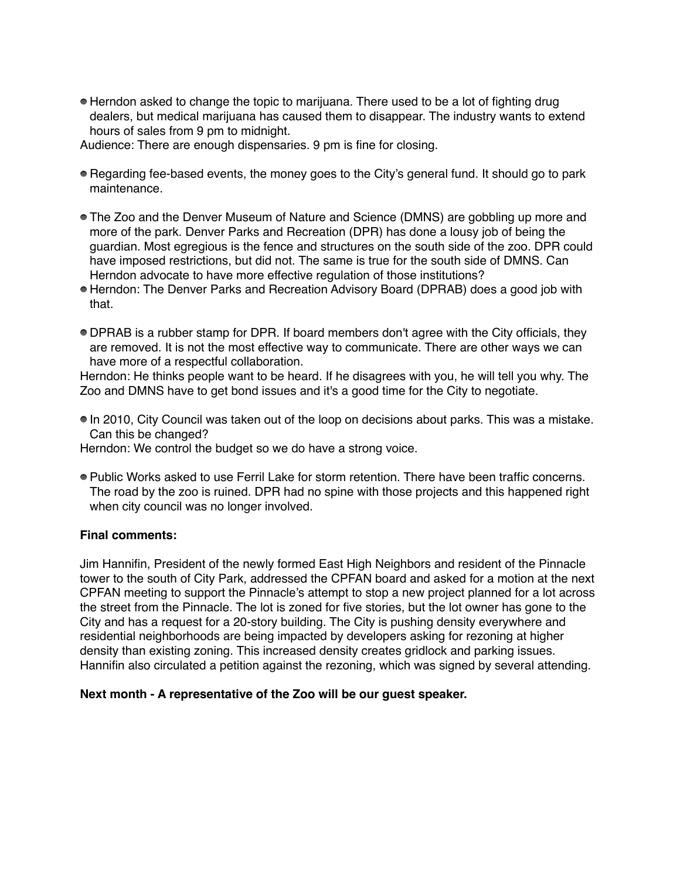- Herndon asked to change the topic to marijuana. There used to be a lot of fighting drug dealers, but medical marijuana has caused them to disappear. The industry wants to extend hours of sales from 9 pm to midnight.

Audience: There are enough dispensaries. 9 pm is fine for closing.

- Regarding fee-based events, the money goes to the City's general fund. It should go to park maintenance.

- The Zoo and the Denver Museum of Nature and Science (DMNS) are gobbling up more and more of the park. Denver Parks and Recreation (DPR) has done a lousy job of being the guardian. Most egregious is the fence and structures on the south side of the zoo. DPR could have imposed restrictions, but did not. The same is true for the south side of DMNS. Can Herndon advocate to have more effective regulation of those institutions?
- Herndon: The Denver Parks and Recreation Advisory Board (DPRAB) does a good job with that.

- DPRAB is a rubber stamp for DPR. If board members don't agree with the City officials, they are removed. It is not the most effective way to communicate. There are other ways we can have more of a respectful collaboration.

Herndon: He thinks people want to be heard. If he disagrees with you, he will tell you why. The Zoo and DMNS have to get bond issues and it's a good time for the City to negotiate.

- In 2010, City Council was taken out of the loop on decisions about parks. This was a mistake. Can this be changed?

Herndon: We control the budget so we do have a strong voice.

- Public Works asked to use Ferril Lake for storm retention. There have been traffic concerns. The road by the zoo is ruined. DPR had no spine with those projects and this happened right when city council was no longer involved.

**Final comments:**

Jim Hannifin, President of the newly formed East High Neighbors and resident of the Pinnacle tower to the south of City Park, addressed the CPFAN board and asked for a motion at the next CPFAN meeting to support the Pinnacle's attempt to stop a new project planned for a lot across the street from the Pinnacle. The lot is zoned for five stories, but the lot owner has gone to the City and has a request for a 20-story building. The City is pushing density everywhere and residential neighborhoods are being impacted by developers asking for rezoning at higher density than existing zoning. This increased density creates gridlock and parking issues. Hannifin also circulated a petition against the rezoning, which was signed by several attending.

**Next month - A representative of the Zoo will be our guest speaker.**